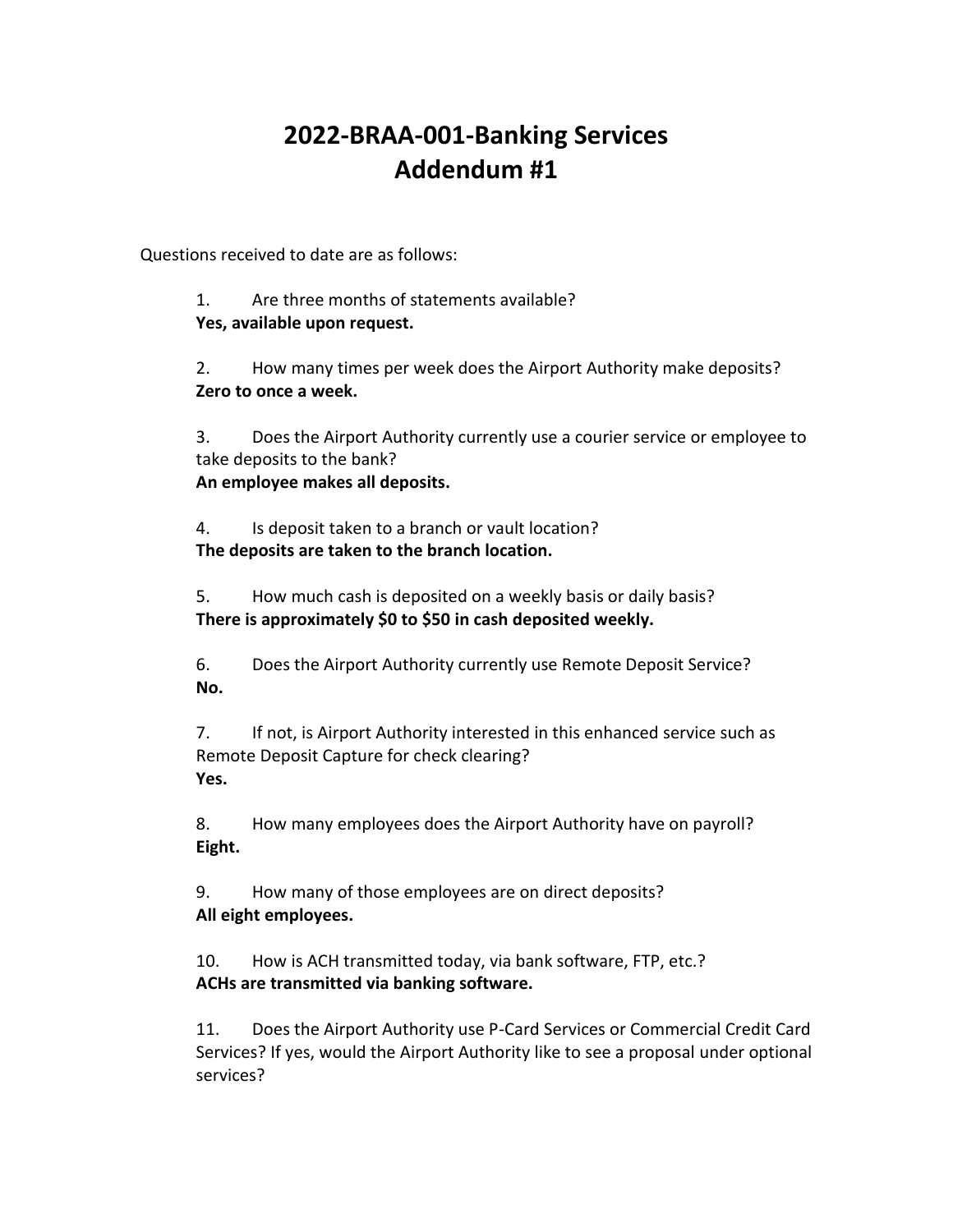# 2022-BRAA-001-Banking Services
# Addendum #1

Questions received to date are as follows:

1. Are three months of statements available?
**Yes, available upon request.**

2. How many times per week does the Airport Authority make deposits?
**Zero to once a week.**

3. Does the Airport Authority currently use a courier service or employee to take deposits to the bank?
**An employee makes all deposits.**

4. Is deposit taken to a branch or vault location?
**The deposits are taken to the branch location.**

5. How much cash is deposited on a weekly basis or daily basis?
**There is approximately $0 to $50 in cash deposited weekly.**

6. Does the Airport Authority currently use Remote Deposit Service?
**No.**

7. If not, is Airport Authority interested in this enhanced service such as Remote Deposit Capture for check clearing?
**Yes.**

8. How many employees does the Airport Authority have on payroll?
**Eight.**

9. How many of those employees are on direct deposits?
**All eight employees.**

10. How is ACH transmitted today, via bank software, FTP, etc.?
**ACHs are transmitted via banking software.**

11. Does the Airport Authority use P-Card Services or Commercial Credit Card Services? If yes, would the Airport Authority like to see a proposal under optional services?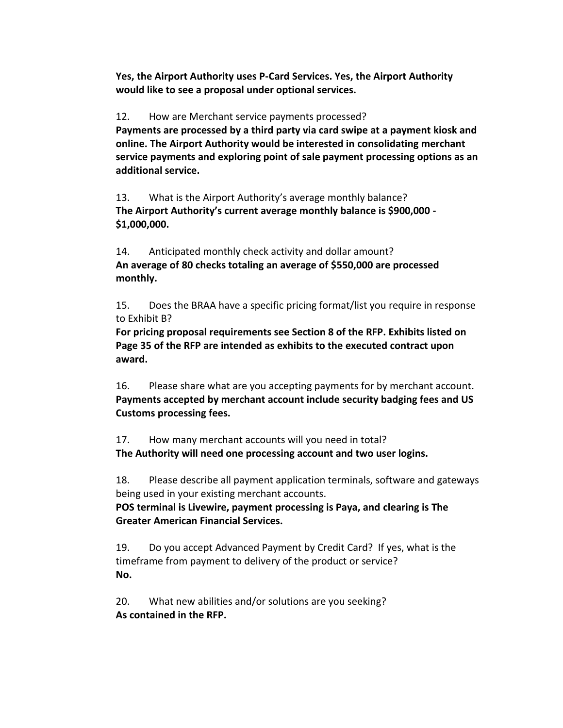**Yes, the Airport Authority uses P-Card Services. Yes, the Airport Authority would like to see a proposal under optional services.**

12. How are Merchant service payments processed?
**Payments are processed by a third party via card swipe at a payment kiosk and online. The Airport Authority would be interested in consolidating merchant service payments and exploring point of sale payment processing options as an additional service.**

13. What is the Airport Authority's average monthly balance?
**The Airport Authority's current average monthly balance is $900,000 - $1,000,000.**

14. Anticipated monthly check activity and dollar amount?
**An average of 80 checks totaling an average of $550,000 are processed monthly.**

15. Does the BRAA have a specific pricing format/list you require in response to Exhibit B?
**For pricing proposal requirements see Section 8 of the RFP. Exhibits listed on Page 35 of the RFP are intended as exhibits to the executed contract upon award.**

16. Please share what are you accepting payments for by merchant account.
**Payments accepted by merchant account include security badging fees and US Customs processing fees.**

17. How many merchant accounts will you need in total?
**The Authority will need one processing account and two user logins.**

18. Please describe all payment application terminals, software and gateways being used in your existing merchant accounts.
**POS terminal is Livewire, payment processing is Paya, and clearing is The Greater American Financial Services.**

19. Do you accept Advanced Payment by Credit Card? If yes, what is the timeframe from payment to delivery of the product or service?
**No.**

20. What new abilities and/or solutions are you seeking?
**As contained in the RFP.**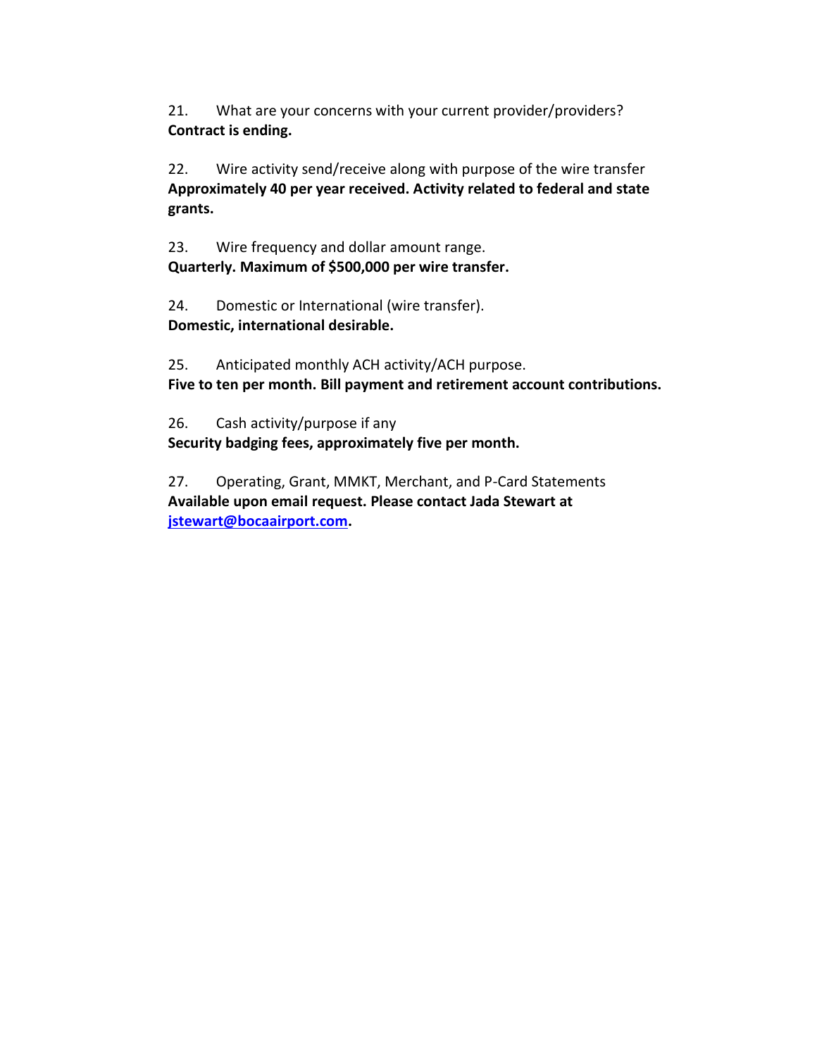21. What are your concerns with your current provider/providers?
**Contract is ending.**

22. Wire activity send/receive along with purpose of the wire transfer
**Approximately 40 per year received. Activity related to federal and state grants.**

23. Wire frequency and dollar amount range.
**Quarterly. Maximum of $500,000 per wire transfer.**

24. Domestic or International (wire transfer).
**Domestic, international desirable.**

25. Anticipated monthly ACH activity/ACH purpose.
**Five to ten per month. Bill payment and retirement account contributions.**

26. Cash activity/purpose if any
**Security badging fees, approximately five per month.**

27. Operating, Grant, MMKT, Merchant, and P-Card Statements
**Available upon email request. Please contact Jada Stewart at [jstewart@bocaairport.com](mailto:jstewart@bocaairport.com).**